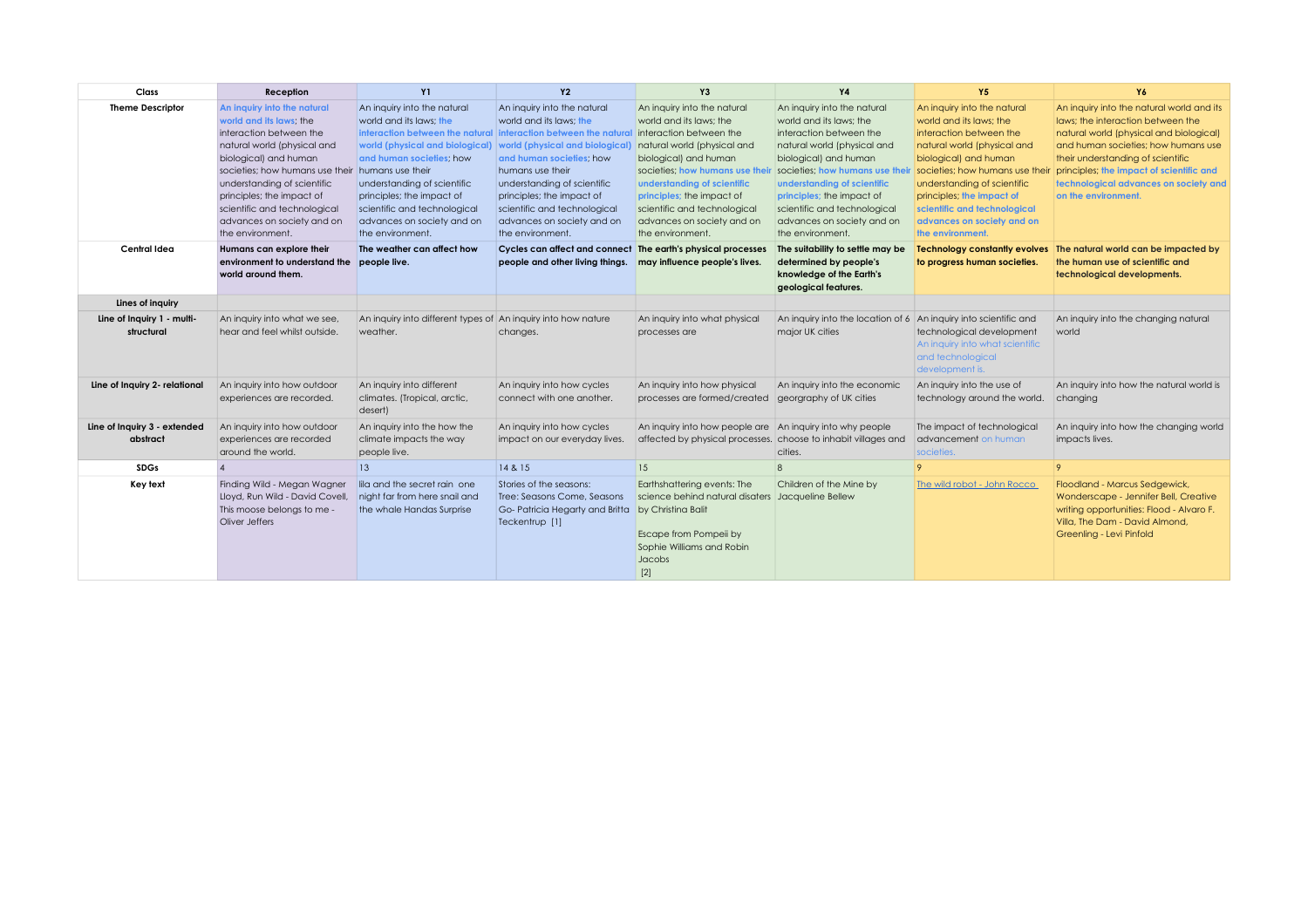| Class | Reception | Y1 | Y2 | Y3 | Y4 | Y5 | Y6 |
|---|---|---|---|---|---|---|---|
| **Theme Descriptor** | An inquiry into the natural world and its laws; the interaction between the natural world (physical and biological) and human societies; how humans use their understanding of scientific principles; the impact of scientific and technological advances on society and on the environment. | An inquiry into the natural world and its laws; the interaction between the natural world (physical and biological) and human societies; how humans use their understanding of scientific principles; the impact of scientific and technological advances on society and on the environment. | An inquiry into the natural world and its laws; the interaction between the natural world (physical and biological) and human societies; how humans use their understanding of scientific principles; the impact of scientific and technological advances on society and on the environment. | An inquiry into the natural world and its laws; the interaction between the natural world (physical and biological) and human societies; how humans use their understanding of scientific principles; the impact of scientific and technological advances on society and on the environment. | An inquiry into the natural world and its laws; the interaction between the natural world (physical and biological) and human societies; how humans use their understanding of scientific principles; the impact of scientific and technological advances on society and on the environment. | An inquiry into the natural world and its laws; the interaction between the natural world (physical and biological) and human societies; how humans use their understanding of scientific principles; the impact of scientific and technological advances on society and on the environment. | An inquiry into the natural world and its laws; the interaction between the natural world (physical and biological) and human societies; how humans use their understanding of scientific principles; the impact of scientific and technological advances on society and on the environment. |
| **Central Idea** | **Humans can explore their environment to understand the world around them.** | **The weather can affect how people live.** | **Cycles can affect and connect people and other living things.** | **The earth's physical processes may influence people's lives.** | **The suitability to settle may be determined by people's knowledge of the Earth's geological features.** | **Technology constantly evolves to progress human societies.** | **The natural world can be impacted by the human use of scientific and technological developments.** |
| **Lines of inquiry** | | | | | | | |
| **Line of Inquiry 1 - multi-structural** | An inquiry into what we see, hear and feel whilst outside. | An inquiry into different types of weather. | An inquiry into how nature changes. | An inquiry into what physical processes are | An inquiry into the location of 6 major UK cities | An inquiry into scientific and technological development An inquiry into what scientific and technological development is. | An inquiry into the changing natural world |
| **Line of Inquiry 2- relational** | An inquiry into how outdoor experiences are recorded. | An inquiry into different climates. (Tropical, arctic, desert) | An inquiry into how cycles connect with one another. | An inquiry into how physical processes are formed/created | An inquiry into the economic georgraphy of UK cities | An inquiry into the use of technology around the world. | An inquiry into how the natural world is changing |
| **Line of Inquiry 3 - extended abstract** | An inquiry into how outdoor experiences are recorded around the world. | An inquiry into the how the climate impacts the way people live. | An inquiry into how cycles impact on our everyday lives. | An inquiry into how people are affected by physical processes. | An inquiry into why people choose to inhabit villages and cities. | The impact of technological advancement on human societies. | An inquiry into how the changing world impacts lives. |
| **SDGs** | 4 | 13 | 14 & 15 | 15 | 8 | 9 | 9 |
| **Key text** | Finding Wild - Megan Wagner Lloyd, Run Wild - David Covell, This moose belongs to me - Oliver Jeffers | lila and the secret rain one night far from here snail and the whale Handas Surprise | Stories of the seasons: Tree: Seasons Come, Seasons Go- Patricia Hegarty and Britta Teckentrup [1] | Earthshattering events: The science behind natural disaters by Christina Balit<br><br>Escape from Pompeii by Sophie Williams and Robin Jacobs<br>[2] | Children of the Mine by Jacqueline Bellew | The wild robot - John Rocco | Floodland - Marcus Sedgewick, Wonderscape - Jennifer Bell, Creative writing opportunities: Flood - Alvaro F. Villa, The Dam - David Almond, Greenling - Levi Pinfold |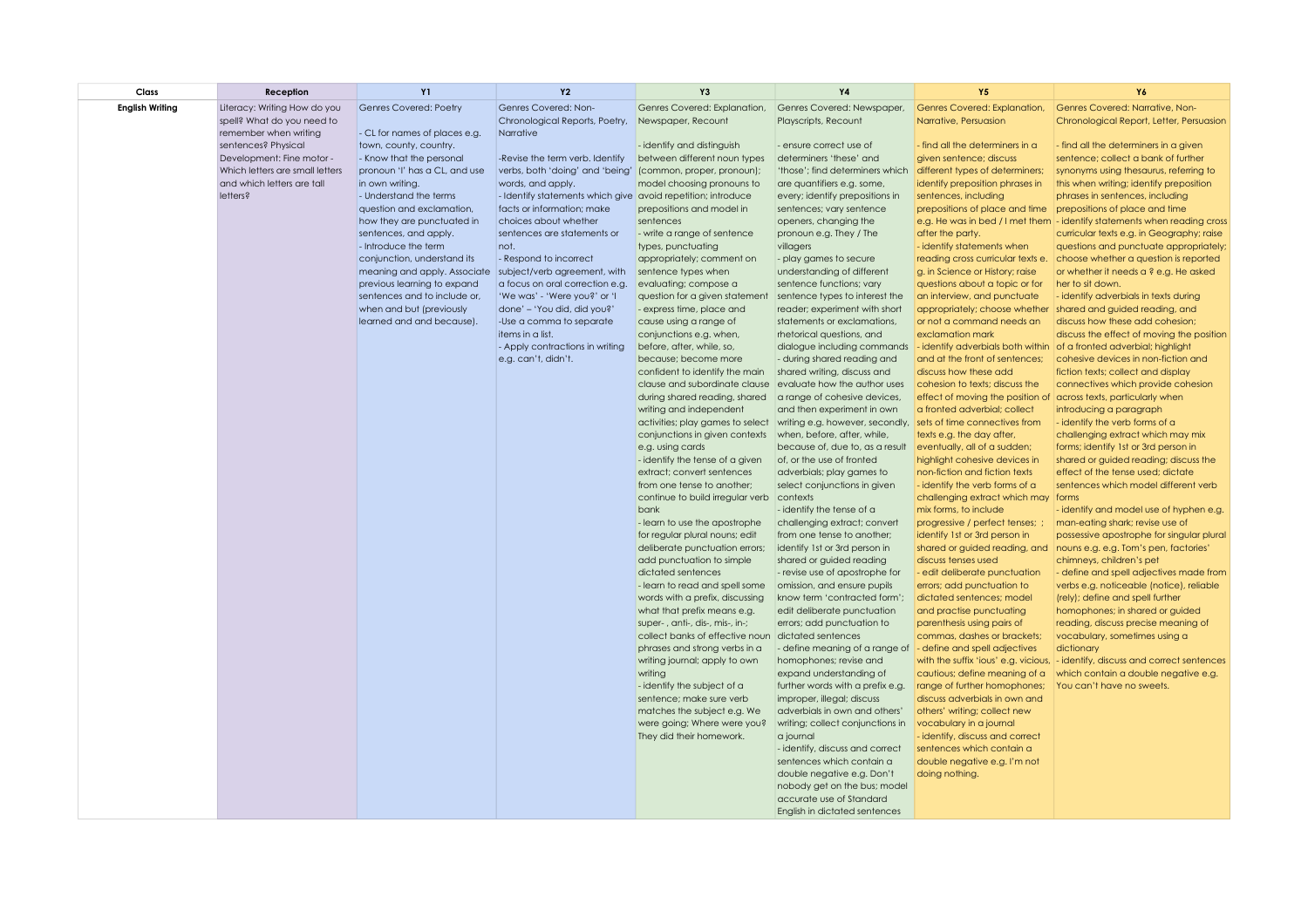| Class | Reception | Y1 | Y2 | Y3 | Y4 | Y5 | Y6 |
|---|---|---|---|---|---|---|---|
| **English Writing** | Literacy: Writing How do you spell? What do you need to remember when writing sentences? Physical Development: Fine motor - Which letters are small letters and which letters are tall letters? | Genres Covered: Poetry<br><br>- CL for names of places e.g. town, county, country.<br>- Know that the personal pronoun 'I' has a CL, and use in own writing.<br>- Understand the terms question and exclamation, how they are punctuated in sentences, and apply.<br>- Introduce the term conjunction, understand its meaning and apply. Associate previous learning to expand sentences and to include or, when and but (previously learned and and because). | Genres Covered: Non-Chronological Reports, Poetry, Narrative<br><br>-Revise the term verb. Identify verbs, both 'doing' and 'being' words, and apply.<br>- Identify statements which give facts or information; make choices about whether sentences are statements or not.<br>- Respond to incorrect subject/verb agreement, with a focus on oral correction e.g. 'We was' - 'Were you?' or 'I done' – 'You did, did you?'<br>-Use a comma to separate items in a list.<br>- Apply contractions in writing e.g. can't, didn't. | Genres Covered: Explanation, Newspaper, Recount<br><br>- identify and distinguish between different noun types (common, proper, pronoun); model choosing pronouns to avoid repetition; introduce prepositions and model in sentences<br>- write a range of sentence types, punctuating appropriately; comment on sentence types when evaluating; compose a question for a given statement<br>- express time, place and cause using a range of conjunctions e.g. when, before, after, while, so, because; become more confident to identify the main clause and subordinate clause during shared reading, shared writing and independent activities; play games to select conjunctions in given contexts e.g. using cards<br>- identify the tense of a given extract; convert sentences from one tense to another; continue to build irregular verb bank<br>- learn to use the apostrophe for regular plural nouns; edit deliberate punctuation errors; add punctuation to simple dictated sentences<br>- learn to read and spell some words with a prefix, discussing what that prefix means e.g. super- , anti-, dis-, mis-, in-; collect banks of effective noun phrases and strong verbs in a writing journal; apply to own writing<br>- identify the subject of a sentence; make sure verb matches the subject e.g. We were going; Where were you? They did their homework. | Genres Covered: Newspaper, Playscripts, Recount<br><br>- ensure correct use of determiners 'these' and 'those'; find determiners which are quantifiers e.g. some, every; identify prepositions in sentences; vary sentence openers, changing the pronoun e.g. They / The villagers<br>- play games to secure understanding of different sentence functions; vary sentence types to interest the reader; experiment with short statements or exclamations, rhetorical questions, and dialogue including commands<br>- during shared reading and shared writing, discuss and evaluate how the author uses a range of cohesive devices, and then experiment in own writing e.g. however, secondly, when, before, after, while, because of, due to, as a result of, or the use of fronted adverbials; play games to select conjunctions in given contexts<br>- identify the tense of a challenging extract; convert from one tense to another; identify 1st or 3rd person in shared or guided reading<br>- revise use of apostrophe for omission, and ensure pupils know term 'contracted form'; edit deliberate punctuation errors; add punctuation to dictated sentences<br>- define meaning of a range of homophones; revise and expand understanding of further words with a prefix e.g. improper, illegal; discuss adverbials in own and others' writing; collect conjunctions in a journal<br>- identify, discuss and correct sentences which contain a double negative e.g. Don't nobody get on the bus; model accurate use of Standard English in dictated sentences | Genres Covered: Explanation, Narrative, Persuasion<br><br>- find all the determiners in a given sentence; discuss different types of determiners; identify preposition phrases in sentences, including prepositions of place and time e.g. He was in bed / I met them after the party.<br>- identify statements when reading cross curricular texts e.g. in Science or History; raise questions about a topic or for an interview, and punctuate appropriately; choose whether or not a command needs an exclamation mark<br>- identify adverbials both within and at the front of sentences; discuss how these add cohesion to texts; discuss the effect of moving the position of a fronted adverbial; collect sets of time connectives from texts e.g. the day after, eventually, all of a sudden; highlight cohesive devices in non-fiction and fiction texts<br>- identify the verb forms of a challenging extract which may mix forms, to include progressive / perfect tenses; ; identify 1st or 3rd person in shared or guided reading, and discuss tenses used<br>- edit deliberate punctuation errors; add punctuation to dictated sentences; model and practise punctuating parenthesis using pairs of commas, dashes or brackets;<br>- define and spell adjectives with the suffix 'ious' e.g. vicious, cautious; define meaning of a range of further homophones; discuss adverbials in own and others' writing; collect new vocabulary in a journal<br>- identify, discuss and correct sentences which contain a double negative e.g. I'm not doing nothing. | Genres Covered: Narrative, Non-Chronological Report, Letter, Persuasion<br><br>- find all the determiners in a given sentence; collect a bank of further synonyms using thesaurus, referring to this when writing; identify preposition phrases in sentences, including prepositions of place and time<br>- identify statements when reading cross curricular texts e.g. in Geography; raise questions and punctuate appropriately; choose whether a question is reported or whether it needs a ? e.g. He asked her to sit down.<br>- identify adverbials in texts during shared and guided reading, and discuss how these add cohesion; discuss the effect of moving the position of a fronted adverbial; highlight cohesive devices in non-fiction and fiction texts; collect and display connectives which provide cohesion across texts, particularly when introducing a paragraph<br>- identify the verb forms of a challenging extract which may mix forms; identify 1st or 3rd person in shared or guided reading; discuss the effect of the tense used; dictate sentences which model different verb forms<br>- identify and model use of hyphen e.g. man-eating shark; revise use of possessive apostrophe for singular plural nouns e.g. e.g. Tom's pen, factories' chimneys, children's pet<br>- define and spell adjectives made from verbs e.g. noticeable (notice), reliable (rely); define and spell further homophones; in shared or guided reading, discuss precise meaning of vocabulary, sometimes using a dictionary<br>- identify, discuss and correct sentences which contain a double negative e.g. You can't have no sweets. |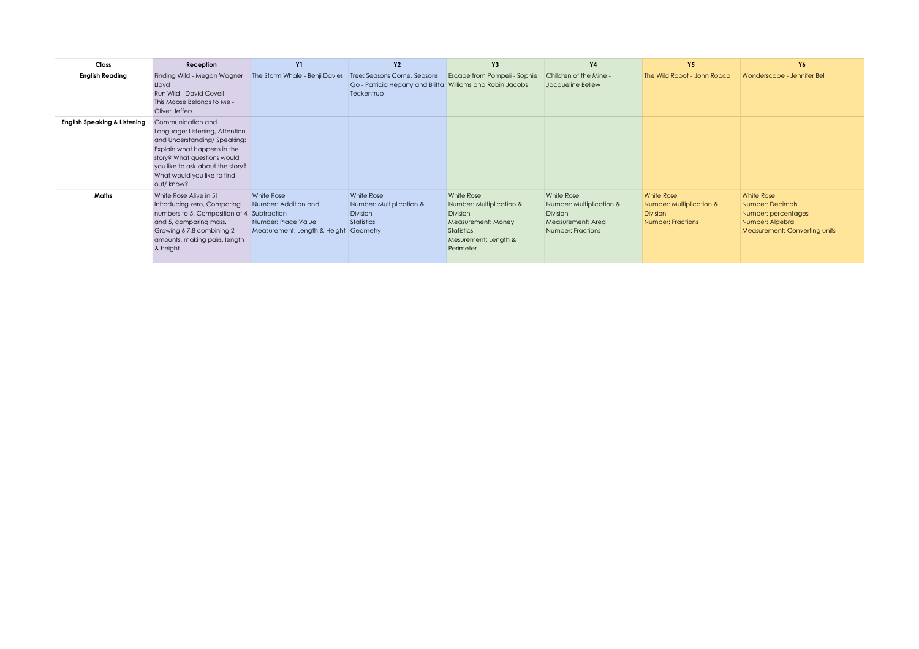| Class | Reception | Y1 | Y2 | Y3 | Y4 | Y5 | Y6 |
|---|---|---|---|---|---|---|---|
| **English Reading** | Finding Wild - Megan Wagner Lloyd<br>Run Wild - David Covell<br>This Moose Belongs to Me - Oliver Jeffers | The Storm Whale - Benji Davies | Tree: Seasons Come, Seasons Go - Patricia Hegarty and Britta Teckentrup | Escape from Pompeii - Sophie Williams and Robin Jacobs | Children of the Mine - Jacqueline Bellew | The Wild Robot - John Rocco | Wonderscape - Jennifer Bell |
| **English Speaking & Listening** | Communication and Language: Listening, Attention and Understanding/ Speaking: Explain what happens in the story? What questions would you like to ask about the story? What would you like to find out/ know? | | | | | | |
| **Maths** | White Rose Alive in 5!<br>Introducing zero, Comparing numbers to 5, Composition of 4 and 5, comparing mass. Growing 6,7,8 combining 2 amounts, making pairs, length & height. | White Rose<br>Number: Addition and Subtraction<br>Number: Place Value<br>Measurement: Length & Height | White Rose<br>Number: Multiplication & Division<br>Statistics<br>Geometry | White Rose<br>Number: Multiplication & Division<br>Measurement: Money<br>Statistics<br>Mesurement: Length & Perimeter | White Rose<br>Number: Multiplication & Division<br>Measurement: Area<br>Number: Fractions | White Rose<br>Number: Multiplication & Division<br>Number: Fractions | White Rose<br>Number: Decimals<br>Number: percentages<br>Number: Algebra<br>Measurement: Converting units |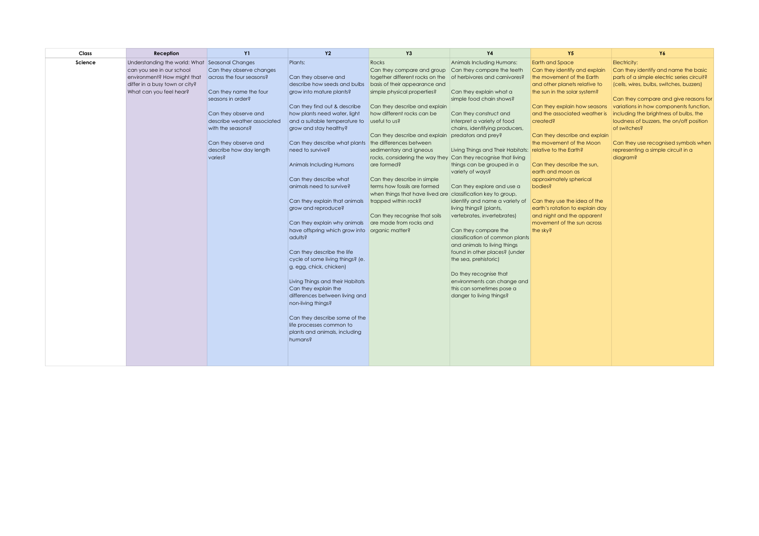| Class | Reception | Y1 | Y2 | Y3 | Y4 | Y5 | Y6 |
|---|---|---|---|---|---|---|---|
| **Science** | Understanding the world: What can you see in our school environment? How might that differ in a busy town or city? What can you feel hear? | Seasonal Changes<br>Can they observe changes across the four seasons?<br><br>Can they name the four seasons in order?<br><br>Can they observe and describe weather associated with the seasons?<br><br>Can they observe and describe how day length varies? | Plants:<br><br>Can they observe and describe how seeds and bulbs grow into mature plants?<br><br>Can they find out & describe how plants need water, light and a suitable temperature to grow and stay healthy?<br><br>Can they describe what plants need to survive?<br><br>Animals Including Humans<br><br>Can they describe what animals need to survive?<br><br>Can they explain that animals grow and reproduce?<br><br>Can they explain why animals have offspring which grow into adults?<br><br>Can they describe the life cycle of some living things? (e. g. egg, chick, chicken)<br><br>Living Things and their Habitats<br>Can they explain the differences between living and non-living things?<br><br>Can they describe some of the life processes common to plants and animals, including humans? | Rocks<br>Can they compare and group together different rocks on the basis of their appearance and simple physical properties?<br><br>Can they describe and explain how different rocks can be useful to us?<br><br>Can they describe and explain the differences between sedimentary and igneous rocks, considering the way they are formed?<br><br>Can they describe in simple terms how fossils are formed when things that have lived are trapped within rock?<br><br>Can they recognise that soils are made from rocks and organic matter? | Animals Including Humans:<br>Can they compare the teeth of herbivores and carnivores?<br><br>Can they explain what a simple food chain shows?<br><br>Can they construct and interpret a variety of food chains, identifying producers, predators and prey?<br><br>Living Things and Their Habitats:<br>Can they recognise that living things can be grouped in a variety of ways?<br><br>Can they explore and use a classification key to group, identify and name a variety of living things? (plants, vertebrates, invertebrates)<br><br>Can they compare the classification of common plants and animals to living things found in other places? (under the sea, prehistoric)<br><br>Do they recognise that environments can change and this can sometimes pose a danger to living things? | Earth and Space<br>Can they identify and explain the movement of the Earth and other planets relative to the sun in the solar system?<br><br>Can they explain how seasons and the associated weather is created?<br><br>Can they describe and explain the movement of the Moon relative to the Earth?<br><br>Can they describe the sun, earth and moon as approximately spherical bodies?<br><br>Can they use the idea of the earth's rotation to explain day and night and the apparent movement of the sun across the sky? | Electricity:<br>Can they identify and name the basic parts of a simple electric series circuit? (cells, wires, bulbs, switches, buzzers)<br><br>Can they compare and give reasons for variations in how components function, including the brightness of bulbs, the loudness of buzzers, the on/off position of switches?<br><br>Can they use recognised symbols when representing a simple circuit in a diagram? |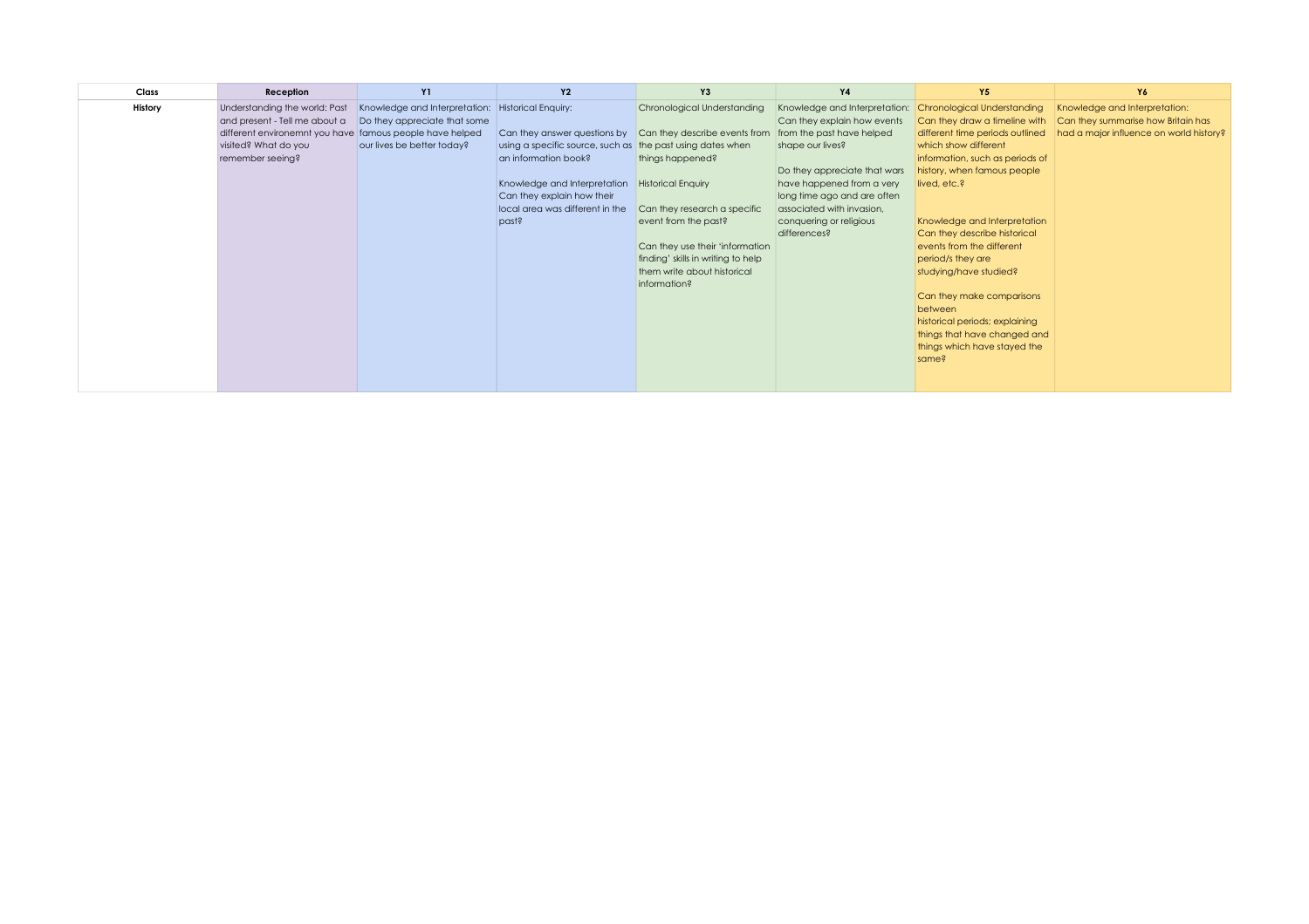| Class | Reception | Y1 | Y2 | Y3 | Y4 | Y5 | Y6 |
|---|---|---|---|---|---|---|---|
| History | Understanding the world: Past and present - Tell me about a different environemnt you have visited? What do you remember seeing? | Knowledge and Interpretation: Do they appreciate that some famous people have helped our lives be better today? | Historical Enquiry:<br><br>Can they answer questions by using a specific source, such as an information book?<br><br>Knowledge and Interpretation Can they explain how their local area was different in the past? | Chronological Understanding<br><br>Can they describe events from the past using dates when things happened?<br><br>Historical Enquiry<br><br>Can they research a specific event from the past?<br><br>Can they use their 'information finding' skills in writing to help them write about historical information? | Knowledge and Interpretation: Can they explain how events from the past have helped shape our lives?<br><br>Do they appreciate that wars have happened from a very long time ago and are often associated with invasion, conquering or religious differences? | Chronological Understanding Can they draw a timeline with different time periods outlined which show different information, such as periods of history, when famous people lived, etc.?<br><br>Knowledge and Interpretation Can they describe historical events from the different period/s they are studying/have studied?<br><br>Can they make comparisons between historical periods; explaining things that have changed and things which have stayed the same? | Knowledge and Interpretation: Can they summarise how Britain has had a major influence on world history? |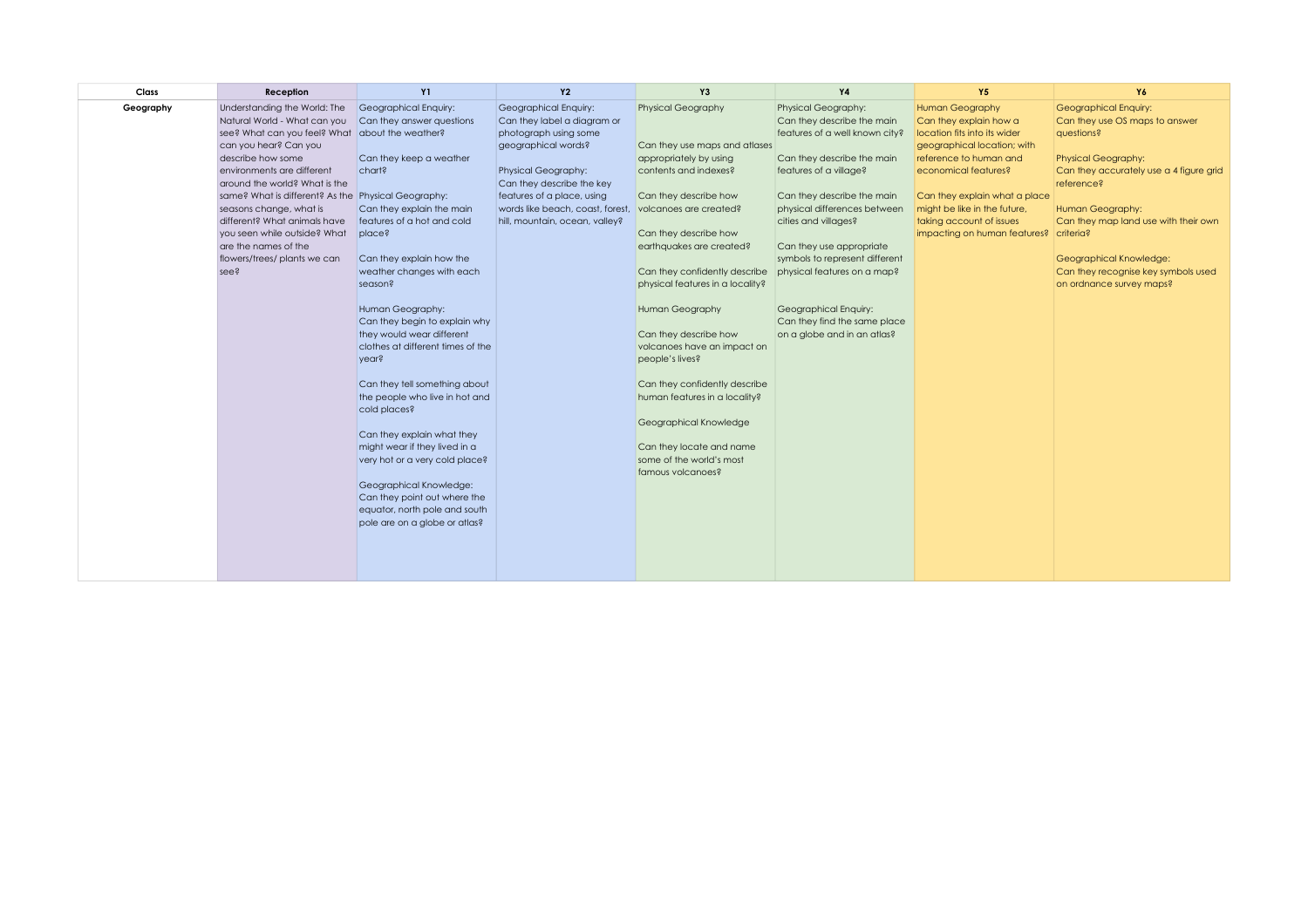| Class | Reception | Y1 | Y2 | Y3 | Y4 | Y5 | Y6 |
|---|---|---|---|---|---|---|---|
| Geography | Understanding the World: The Natural World - What can you see? What can you feel? What can you hear? Can you describe how some environments are different around the world? What is the same? What is different? As the seasons change, what is different? What animals have you seen while outside? What are the names of the flowers/trees/ plants we can see? | Geographical Enquiry:<br>Can they answer questions about the weather?<br><br>Can they keep a weather chart?<br><br>Physical Geography:<br>Can they explain the main features of a hot and cold place?<br><br>Can they explain how the weather changes with each season?<br><br>Human Geography:<br>Can they begin to explain why they would wear different clothes at different times of the year?<br><br>Can they tell something about the people who live in hot and cold places?<br><br>Can they explain what they might wear if they lived in a very hot or a very cold place?<br><br>Geographical Knowledge:<br>Can they point out where the equator, north pole and south pole are on a globe or atlas? | Geographical Enquiry:<br>Can they label a diagram or photograph using some geographical words?<br><br>Physical Geography:<br>Can they describe the key features of a place, using words like beach, coast, forest, hill, mountain, ocean, valley? | Physical Geography<br><br>Can they use maps and atlases appropriately by using contents and indexes?<br><br>Can they describe how volcanoes are created?<br><br>Can they describe how earthquakes are created?<br><br>Can they confidently describe physical features in a locality?<br><br>Human Geography<br><br>Can they describe how volcanoes have an impact on people's lives?<br><br>Can they confidently describe human features in a locality?<br><br>Geographical Knowledge<br><br>Can they locate and name some of the world's most famous volcanoes? | Physical Geography:<br>Can they describe the main features of a well known city?<br><br>Can they describe the main features of a village?<br><br>Can they describe the main physical differences between cities and villages?<br><br>Can they use appropriate symbols to represent different physical features on a map?<br><br>Geographical Enquiry:<br>Can they find the same place on a globe and in an atlas? | Human Geography<br>Can they explain how a location fits into its wider geographical location; with reference to human and economical features?<br><br>Can they explain what a place might be like in the future, taking account of issues impacting on human features? | Geographical Enquiry:<br>Can they use OS maps to answer questions?<br><br>Physical Geography:<br>Can they accurately use a 4 figure grid reference?<br><br>Human Geography:<br>Can they map land use with their own criteria?<br><br>Geographical Knowledge:<br>Can they recognise key symbols used on ordnance survey maps? |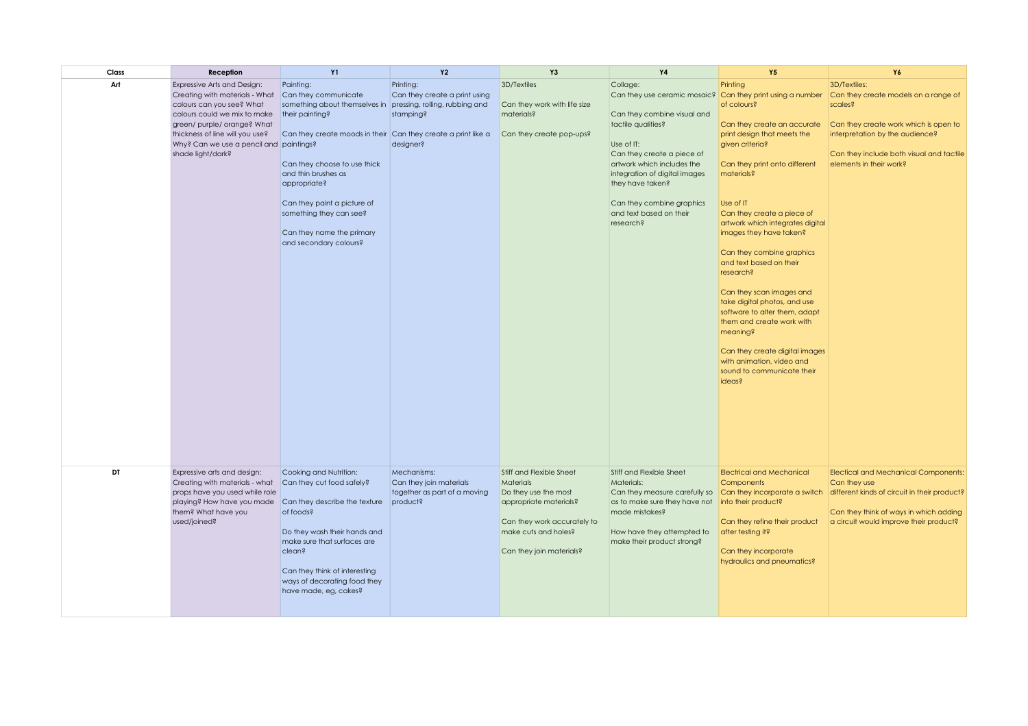| Class | Reception | Y1 | Y2 | Y3 | Y4 | Y5 | Y6 |
|---|---|---|---|---|---|---|---|
| Art | Expressive Arts and Design: Creating with materials - What colours can you see? What colours could we mix to make green/ purple/ orange? What thickness of line will you use? Why? Can we use a pencil and shade light/dark? | Painting: Can they communicate something about themselves in their painting? <br><br> Can they create moods in their paintings? <br><br> Can they choose to use thick and thin brushes as appropriate? <br><br> Can they paint a picture of something they can see? <br><br> Can they name the primary and secondary colours? | Printing: Can they create a print using pressing, rolling, rubbing and stamping? <br><br> Can they create a print like a designer? | 3D/Textiles <br><br> Can they work with life size materials? <br><br> Can they create pop-ups? | Collage: Can they use ceramic mosaic? <br><br> Can they combine visual and tactile qualities? <br><br> Use of IT: Can they create a piece of artwork which includes the integration of digital images they have taken? <br><br> Can they combine graphics and text based on their research? | Printing Can they print using a number of colours? <br><br> Can they create an accurate print design that meets the given criteria? <br><br> Can they print onto different materials? <br><br> Use of IT Can they create a piece of artwork which integrates digital images they have taken? <br><br> Can they combine graphics and text based on their research? <br><br> Can they scan images and take digital photos, and use software to alter them, adapt them and create work with meaning? <br><br> Can they create digital images with animation, video and sound to communicate their ideas? | 3D/Textiles: Can they create models on a range of scales? <br><br> Can they create work which is open to interpretation by the audience? <br><br> Can they include both visual and tactile elements in their work? |
| DT | Expressive arts and design: Creating with materials - what props have you used while role playing? How have you made them? What have you used/joined? | Cooking and Nutrition: Can they cut food safely? <br><br> Can they describe the texture of foods? <br><br> Do they wash their hands and make sure that surfaces are clean? <br><br> Can they think of interesting ways of decorating food they have made, eg, cakes? | Mechanisms: Can they join materials together as part of a moving product? | Stiff and Flexible Sheet Materials Do they use the most appropriate materials? <br><br> Can they work accurately to make cuts and holes? <br><br> Can they join materials? | Stiff and Flexible Sheet Materials: Can they measure carefully so as to make sure they have not made mistakes? <br><br> How have they attempted to make their product strong? | Electrical and Mechanical Components Can they incorporate a switch into their product? <br><br> Can they refine their product after testing it? <br><br> Can they incorporate hydraulics and pneumatics? | Electical and Mechanical Components: Can they use different kinds of circuit in their product? <br><br> Can they think of ways in which adding a circuit would improve their product? |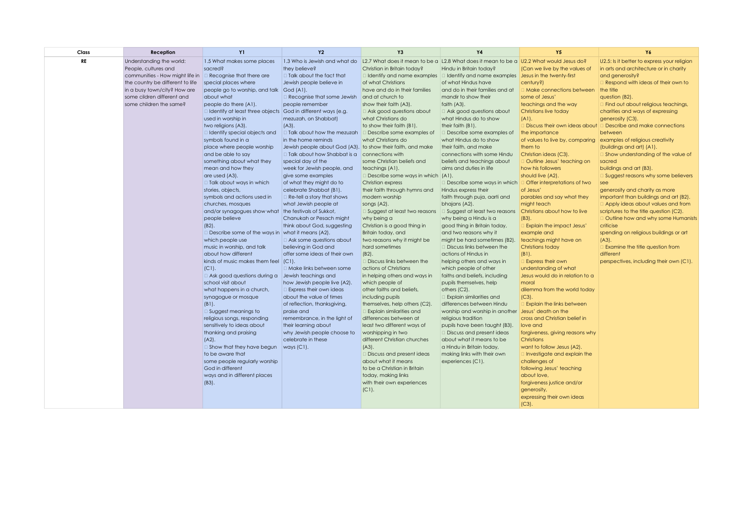| Class | Reception | Y1 | Y2 | Y3 | Y4 | Y5 | Y6 |
|---|---|---|---|---|---|---|---|
| RE | Understanding the world: People, cultures and communities - How might life in the country be different to life in a busy town/city? How are some cildren different and some children the same? | 1.5 What makes some places sacred? <br> Recognise that there are special places where people go to worship, and talk about what people do there (A1). <br> Identify at least three objects used in worship in two religions (A3). <br> Identify special objects and symbols found in a place where people worship and be able to say something about what they mean and how they are used (A3). <br> Talk about ways in which stories, objects, symbols and actions used in churches, mosques and/or synagogues show what people believe (B2). <br> Describe some of the ways in which people use music in worship, and talk about how different kinds of music makes them feel (C1). <br> Ask good questions during a school visit about what happens in a church, synagogue or mosque (B1). <br> Suggest meanings to religious songs, responding sensitively to ideas about thanking and praising (A2). <br> Show that they have begun to be aware that some people regularly worship God in different ways and in different places (B3). | 1.3 Who is Jewish and what do they believe? <br> Talk about the fact that Jewish people believe in God (A1). <br> Recognise that some Jewish people remember God in different ways (e.g. mezuzah, on Shabbat) (A3). <br> Talk about how the mezuzah in the home reminds Jewish people about God (A3). <br> Talk about how Shabbat is a special day of the week for Jewish people, and give some examples of what they might do to celebrate Shabbat (B1). <br> Re-tell a story that shows what Jewish people at the festivals of Sukkot, Chanukah or Pesach might think about God, suggesting what it means (A2). <br> Ask some questions about believing in God and offer some ideas of their own (C1). <br> Make links between some Jewish teachings and how Jewish people live (A2). <br> Express their own ideas about the value of times of reflection, thanksgiving, praise and remembrance, in the light of their learning about why Jewish people choose to celebrate in these ways (C1). | L2.7 What does it mean to be a Christian in Britain today? <br> Identify and name examples of what Christians have and do in their families and at church to show their faith (A3). <br> Ask good questions about what Christians do to show their faith (B1). <br> Describe some examples of what Christians do to show their faith, and make connections with some Christian beliefs and teachings (A1). <br> Describe some ways in which Christian express their faith through hymns and modern worship songs (A2). <br> Suggest at least two reasons why being a Christian is a good thing in Britain today, and two reasons why it might be hard sometimes (B2). <br> Discuss links between the actions of Christians in helping others and ways in which people of other faiths and beliefs, including pupils themselves, help others (C2). <br> Explain similarities and differences between at least two different ways of worshipping in two different Christian churches (A3). <br> Discuss and present ideas about what it means to be a Christian in Britain today, making links with their own experiences (C1). | L2.8 What does it mean to be a Hindu in Britain today? <br> Identify and name examples of what Hindus have and do in their families and at mandir to show their faith (A3). <br> Ask good questions about what Hindus do to show their faith (B1). <br> Describe some examples of what Hindus do to show their faith, and make connections with some Hindu beliefs and teachings about aims and duties in life (A1). <br> Describe some ways in which Hindus express their faith through puja, aarti and bhajans (A2). <br> Suggest at least two reasons why being a Hindu is a good thing in Britain today, and two reasons why it might be hard sometimes (B2). <br> Discuss links between the actions of Hindus in helping others and ways in which people of other faiths and beliefs, including pupils themselves, help others (C2). <br> Explain similarities and differences between Hindu worship and worship in another religious tradition pupils have been taught (B3). <br> Discuss and present ideas about what it means to be a Hindu in Britain today, making links with their own experiences (C1). | U2.2 What would Jesus do? (Can we live by the values of Jesus in the twenty-first century?) <br> Make connections between some of Jesus' teachings and the way Christians live today (A1). <br> Discuss their own ideas about the importance of values to live by, comparing them to Christian ideas (C3). <br> Outline Jesus' teaching on how his followers should live (A2). <br> Offer interpretations of two of Jesus' parables and say what they might teach Christians about how to live (B3). <br> Explain the impact Jesus' example and teachings might have on Christians today (B1). <br> Express their own understanding of what Jesus would do in relation to a moral dilemma from the world today (C3). <br> Explain the links between Jesus' death on the cross and Christian belief in love and forgiveness, giving reasons why Christians want to follow Jesus (A2). <br> Investigate and explain the challenges of following Jesus' teaching about love, forgiveness justice and/or generosity, expressing their own ideas (C3). | U2.5: Is it better to express your religion in arts and architecture or in charity and generosity? <br> Respond with ideas of their own to the title question (B2). <br> Find out about religious teachings, charities and ways of expressing generosity (C3). <br> Describe and make connections between examples of religious creativity (buildings and art) (A1). <br> Show understanding of the value of sacred buildings and art (B3). <br> Suggest reasons why some believers see generosity and charity as more important than buildings and art (B2). <br> Apply ideas about values and from scriptures to the title question (C2). <br> Outline how and why some Humanists criticise spending on religious buildings or art (A3). <br> Examine the title question from different perspectives, including their own (C1). |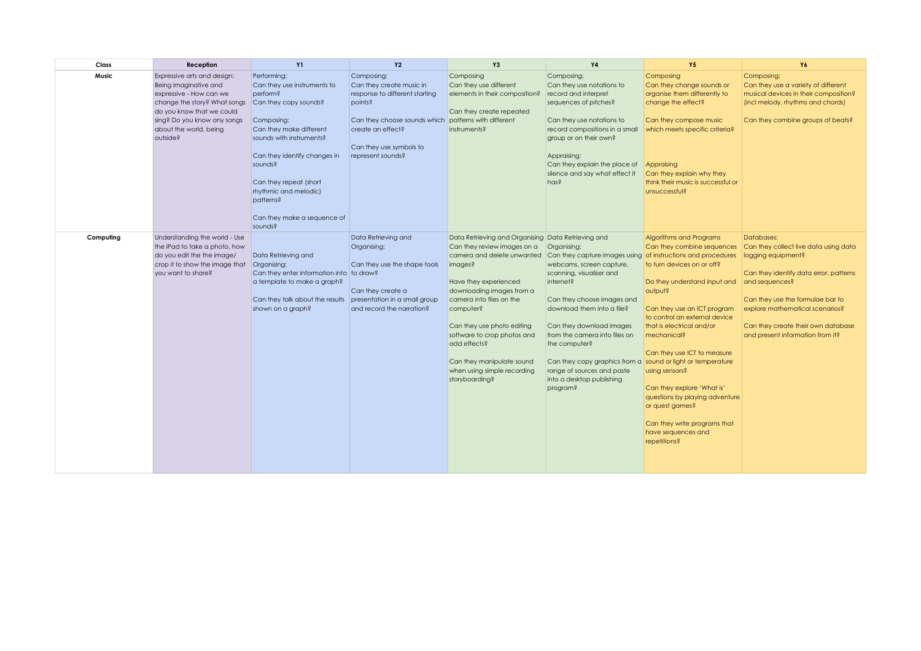| Class | Reception | Y1 | Y2 | Y3 | Y4 | Y5 | Y6 |
|---|---|---|---|---|---|---|---|
| **Music** | Expressive arts and design: Being imaginative and expressive - How can we change the story? What songs do you know that we could sing? Do you know any songs about the world, being outside? | Performing: Can they use instruments to perform? Can they copy sounds? Composing: Can they make different sounds with instruments? Can they identify changes in sounds? Can they repeat (short rhythmic and melodic) patterns? Can they make a sequence of sounds? | Composing: Can they create music in response to different starting points? Can they choose sounds which create an effect? Can they use symbols to represent sounds? | Composing Can they use different elements in their composition? Can they create repeated patterns with different instruments? | Composing: Can they use notations to record and interpret sequences of pitches? Can they use notations to record compositions in a small group or on their own? Appraising: Can they explain the place of silence and say what effect it has? | Composing Can they change sounds or organise them differently to change the effect? Can they compose music which meets specific criteria? Appraising Can they explain why they think their music is successful or unsuccessful? | Composing: Can they use a variety of different musical devices in their composition? (incl melody, rhythms and chords) Can they combine groups of beats? |
| **Computing** | Understanding the world - Use the iPad to take a photo, how do you edit the the image/ crop it to show the image that you want to share? | Data Retrieving and Organising: Can they enter information into a template to make a graph? Can they talk about the results shown on a graph? | Data Retrieving and Organising: Can they use the shape tools to draw? Can they create a presentation in a small group and record the narration? | Data Retrieving and Organising Can they review images on a camera and delete unwanted images? Have they experienced downloading images from a camera into files on the computer? Can they use photo editing software to crop photos and add effects? Can they manipulate sound when using simple recording storyboarding? | Data Retrieving and Organising: Can they capture images using webcams, screen capture, scanning, visualiser and internet? Can they choose images and download them into a file? Can they download images from the camera into files on the computer? Can they copy graphics from a range of sources and paste into a desktop publishing program? | Algorithms and Programs Can they combine sequences of instructions and procedures to turn devices on or off? Do they understand input and output? Can they use an ICT program to control an external device that is electrical and/or mechanical? Can they use ICT to measure sound or light or temperature using sensors? Can they explore 'What is' questions by playing adventure or quest games? Can they write programs that have sequences and repetitions? | Databases: Can they collect live data using data logging equipment? Can they identify data error, patterns and sequences? Can they use the formulae bar to explore mathematical scenarios? Can they create their own database and present information from it? |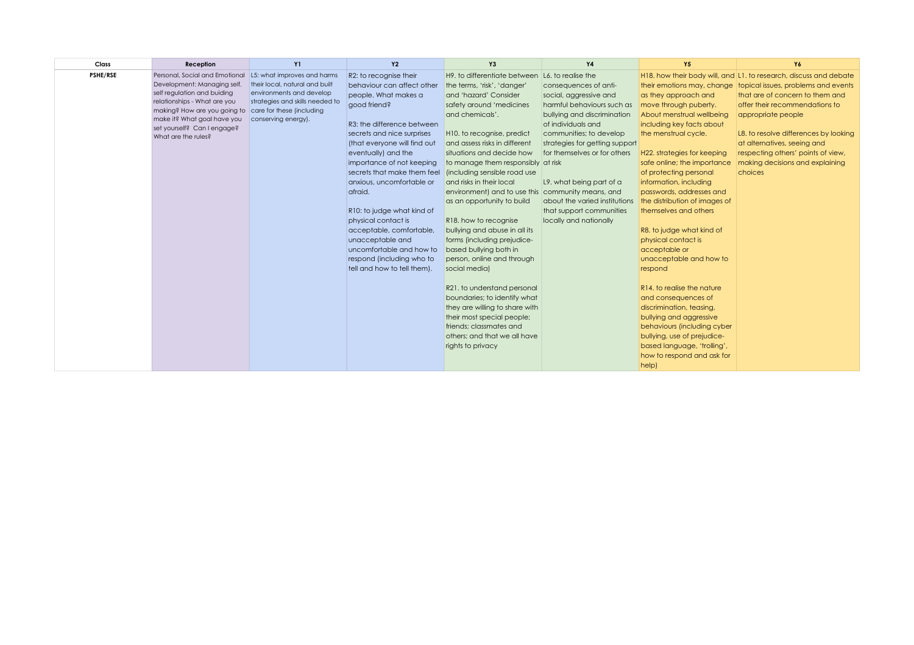| Class | Reception | Y1 | Y2 | Y3 | Y4 | Y5 | Y6 |
|---|---|---|---|---|---|---|---|
| PSHE/RSE | Personal, Social and Emotional Development: Managing self. self regulation and buiding relationships - What are you making? How are you going to make it? What goal have you set yourself? Can I engage? What are the rules? | L5: what improves and harms their local, natural and built environments and develop strategies and skills needed to care for these (including conserving energy). | R2: to recognise their behaviour can affect other people. What makes a good friend?<br><br>R3: the difference between secrets and nice surprises (that everyone will find out eventually) and the importance of not keeping secrets that make them feel anxious, uncomfortable or afraid.<br><br>R10: to judge what kind of physical contact is acceptable, comfortable, unacceptable and uncomfortable and how to respond (including who to tell and how to tell them). | H9. to differentiate between the terms, 'risk', 'danger' and 'hazard' Consider safety around 'medicines and chemicals'.<br><br>H10. to recognise, predict and assess risks in different situations and decide how to manage them responsibly (including sensible road use and risks in their local environment) and to use this as an opportunity to build<br><br>R18. how to recognise bullying and abuse in all its forms (including prejudice-based bullying both in person, online and through social media)<br><br>R21. to understand personal boundaries; to identify what they are willing to share with their most special people; friends; classmates and others; and that we all have rights to privacy | L6. to realise the consequences of anti-social, aggressive and harmful behaviours such as bullying and discrimination of individuals and communities; to develop strategies for getting support for themselves or for others at risk<br><br>L9. what being part of a community means, and about the varied institutions that support communities locally and nationally | H18. how their body will, and their emotions may, change as they approach and move through puberty. About menstrual wellbeing including key facts about the menstrual cycle.<br><br>H22. strategies for keeping safe online; the importance of protecting personal information, including passwords, addresses and the distribution of images of themselves and others<br><br>R8. to judge what kind of physical contact is acceptable or unacceptable and how to respond<br><br>R14. to realise the nature and consequences of discrimination, teasing, bullying and aggressive behaviours (including cyber bullying, use of prejudice-based language, 'trolling', how to respond and ask for help) | L1. to research, discuss and debate topical issues, problems and events that are of concern to them and offer their recommendations to appropriate people<br><br>L8. to resolve differences by looking at alternatives, seeing and respecting others' points of view, making decisions and explaining choices |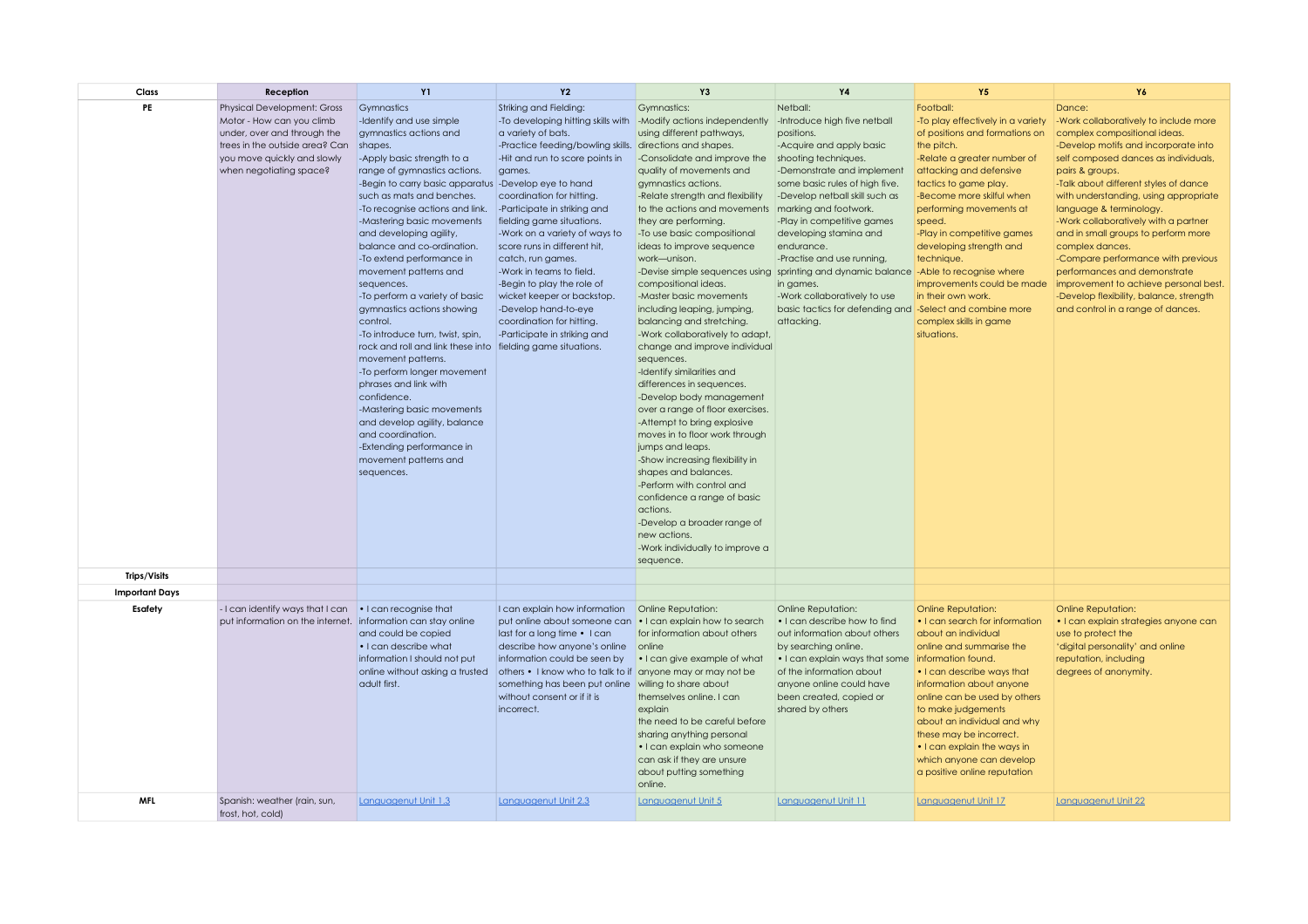| Class | Reception | Y1 | Y2 | Y3 | Y4 | Y5 | Y6 |
|---|---|---|---|---|---|---|---|
| PE | Physical Development: Gross Motor - How can you climb under, over and through the trees in the outside area? Can you move quickly and slowly when negotiating space? | Gymnastics<br>-Identify and use simple gymnastics actions and shapes.<br>-Apply basic strength to a range of gymnastics actions.<br>-Begin to carry basic apparatus such as mats and benches.<br>-To recognise actions and link.<br>-Mastering basic movements and developing agility, balance and co-ordination.<br>-To extend performance in movement patterns and sequences.<br>-To perform a variety of basic gymnastics actions showing control.<br>-To introduce turn, twist, spin, rock and roll and link these into movement patterns.<br>-To perform longer movement phrases and link with confidence.<br>-Mastering basic movements and develop agility, balance and coordination.<br>-Extending performance in movement patterns and sequences. | Striking and Fielding:<br>-To developing hitting skills with a variety of bats.<br>-Practice feeding/bowling skills.<br>-Hit and run to score points in games.<br>-Develop eye to hand coordination for hitting.<br>-Participate in striking and fielding game situations.<br>-Work on a variety of ways to score runs in different hit, catch, run games.<br>-Work in teams to field.<br>-Begin to play the role of wicket keeper or backstop.<br>-Develop hand-to-eye coordination for hitting.<br>-Participate in striking and fielding game situations. | Gymnastics:<br>-Modify actions independently using different pathways, directions and shapes.<br>-Consolidate and improve the quality of movements and gymnastics actions.<br>-Relate strength and flexibility to the actions and movements they are performing.<br>-To use basic compositional ideas to improve sequence work—unison.<br>-Devise simple sequences using compositional ideas.<br>-Master basic movements including leaping, jumping, balancing and stretching.<br>-Work collaboratively to adapt, change and improve individual sequences.<br>-Identify similarities and differences in sequences.<br>-Develop body management over a range of floor exercises.<br>-Attempt to bring explosive moves in to floor work through jumps and leaps.<br>-Show increasing flexibility in shapes and balances.<br>-Perform with control and confidence a range of basic actions.<br>-Develop a broader range of new actions.<br>-Work individually to improve a sequence. | Netball:<br>-Introduce high five netball positions.<br>-Acquire and apply basic shooting techniques.<br>-Demonstrate and implement some basic rules of high five.<br>-Develop netball skill such as marking and footwork.<br>-Play in competitive games developing stamina and endurance.<br>-Practise and use running, sprinting and dynamic balance in games.<br>-Work collaboratively to use basic tactics for defending and attacking. | Football:<br>-To play effectively in a variety of positions and formations on the pitch.<br>-Relate a greater number of attacking and defensive tactics to game play.<br>-Become more skilful when performing movements at speed.<br>-Play in competitive games developing strength and technique.<br>-Able to recognise where improvements could be made in their own work.<br>-Select and combine more complex skills in game situations. | Dance:<br>-Work collaboratively to include more complex compositional ideas.<br>-Develop motifs and incorporate into self composed dances as individuals, pairs & groups.<br>-Talk about different styles of dance with understanding, using appropriate language & terminology.<br>-Work collaboratively with a partner and in small groups to perform more complex dances.<br>-Compare performance with previous performances and demonstrate improvement to achieve personal best.<br>-Develop flexibility, balance, strength and control in a range of dances. |
| Trips/Visits | | | | | | | |
| Important Days | | | | | | | |
| Esafety | - I can identify ways that I can put information on the internet. | • I can recognise that information can stay online and could be copied<br>• I can describe what information I should not put online without asking a trusted adult first. | I can explain how information put online about someone can last for a long time • I can describe how anyone's online information could be seen by others • I know who to talk to if something has been put online without consent or if it is incorrect. | Online Reputation:<br>• I can explain how to search for information about others online<br>• I can give example of what anyone may or may not be willing to share about themselves online. I can explain the need to be careful before sharing anything personal<br>• I can explain who someone can ask if they are unsure about putting something online. | Online Reputation:<br>• I can describe how to find out information about others by searching online.<br>• I can explain ways that some of the information about anyone online could have been created, copied or shared by others | Online Reputation:<br>• I can search for information about an individual online and summarise the information found.<br>• I can describe ways that information about anyone online can be used by others to make judgements about an individual and why these may be incorrect.<br>• I can explain the ways in which anyone can develop a positive online reputation | Online Reputation:<br>• I can explain strategies anyone can use to protect the 'digital personality' and online reputation, including degrees of anonymity. |
| MFL | Spanish: weather (rain, sun, frost, hot, cold) | Languagenut Unit 1.3 | Languagenut Unit 2.3 | Languagenut Unit 5 | Languagenut Unit 11 | Languagenut Unit 17 | Languagenut Unit 22 |